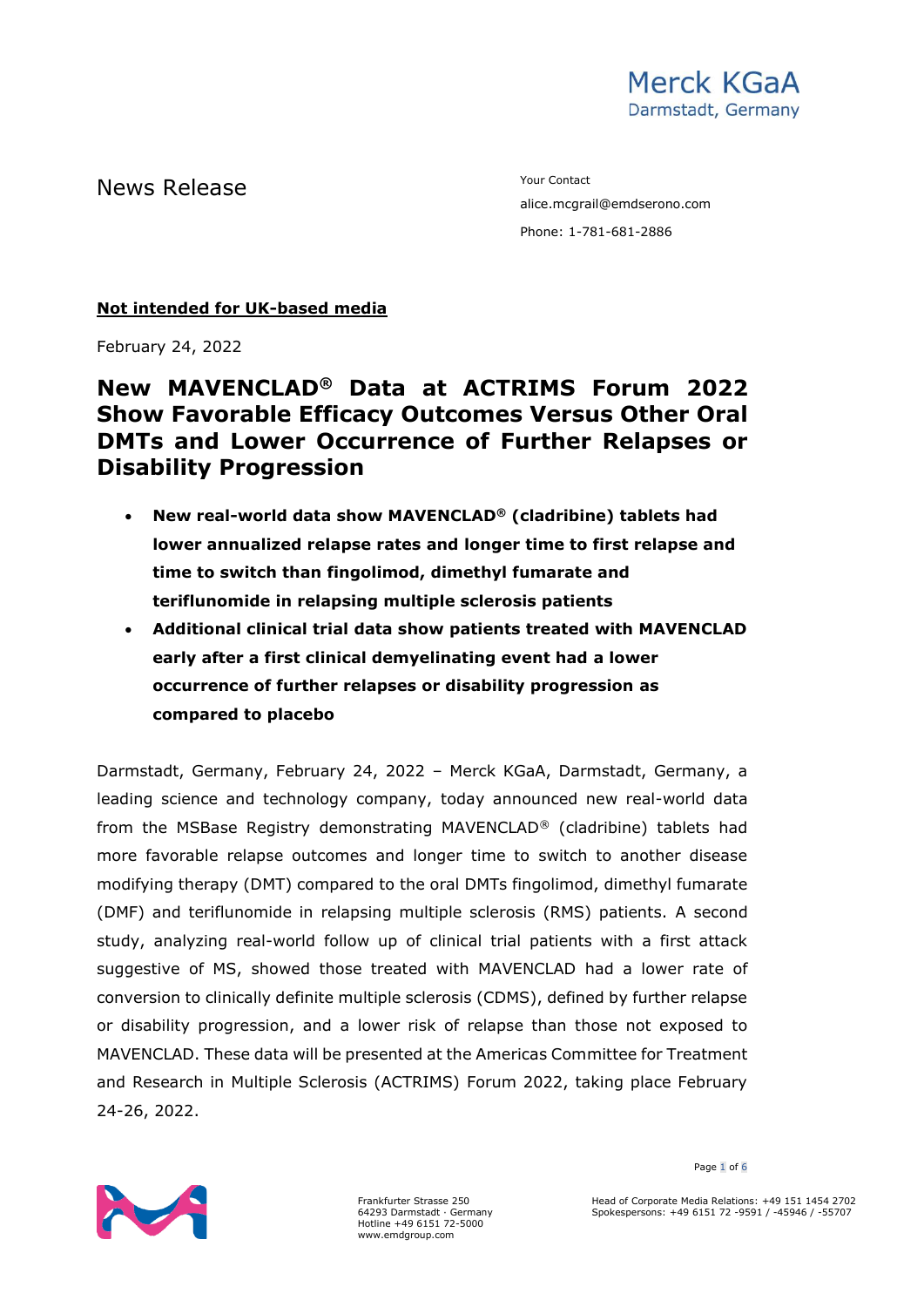Merck KGaA
Darmstadt, Germany

News Release

Your Contact
alice.mcgrail@emdserono.com
Phone: 1-781-681-2886

**Not intended for UK-based media**

February 24, 2022

# New MAVENCLAD® Data at ACTRIMS Forum 2022 Show Favorable Efficacy Outcomes Versus Other Oral DMTs and Lower Occurrence of Further Relapses or Disability Progression

- **New real-world data show MAVENCLAD® (cladribine) tablets had lower annualized relapse rates and longer time to first relapse and time to switch than fingolimod, dimethyl fumarate and teriflunomide in relapsing multiple sclerosis patients**
- **Additional clinical trial data show patients treated with MAVENCLAD early after a first clinical demyelinating event had a lower occurrence of further relapses or disability progression as compared to placebo**

Darmstadt, Germany, February 24, 2022 – Merck KGaA, Darmstadt, Germany, a leading science and technology company, today announced new real-world data from the MSBase Registry demonstrating MAVENCLAD® (cladribine) tablets had more favorable relapse outcomes and longer time to switch to another disease modifying therapy (DMT) compared to the oral DMTs fingolimod, dimethyl fumarate (DMF) and teriflunomide in relapsing multiple sclerosis (RMS) patients. A second study, analyzing real-world follow up of clinical trial patients with a first attack suggestive of MS, showed those treated with MAVENCLAD had a lower rate of conversion to clinically definite multiple sclerosis (CDMS), defined by further relapse or disability progression, and a lower risk of relapse than those not exposed to MAVENCLAD. These data will be presented at the Americas Committee for Treatment and Research in Multiple Sclerosis (ACTRIMS) Forum 2022, taking place February 24-26, 2022.

Frankfurter Strasse 250
64293 Darmstadt · Germany
Hotline +49 6151 72-5000
www.emdgroup.com

Head of Corporate Media Relations: +49 151 1454 2702
Spokespersons: +49 6151 72 -9591 / -45946 / -55707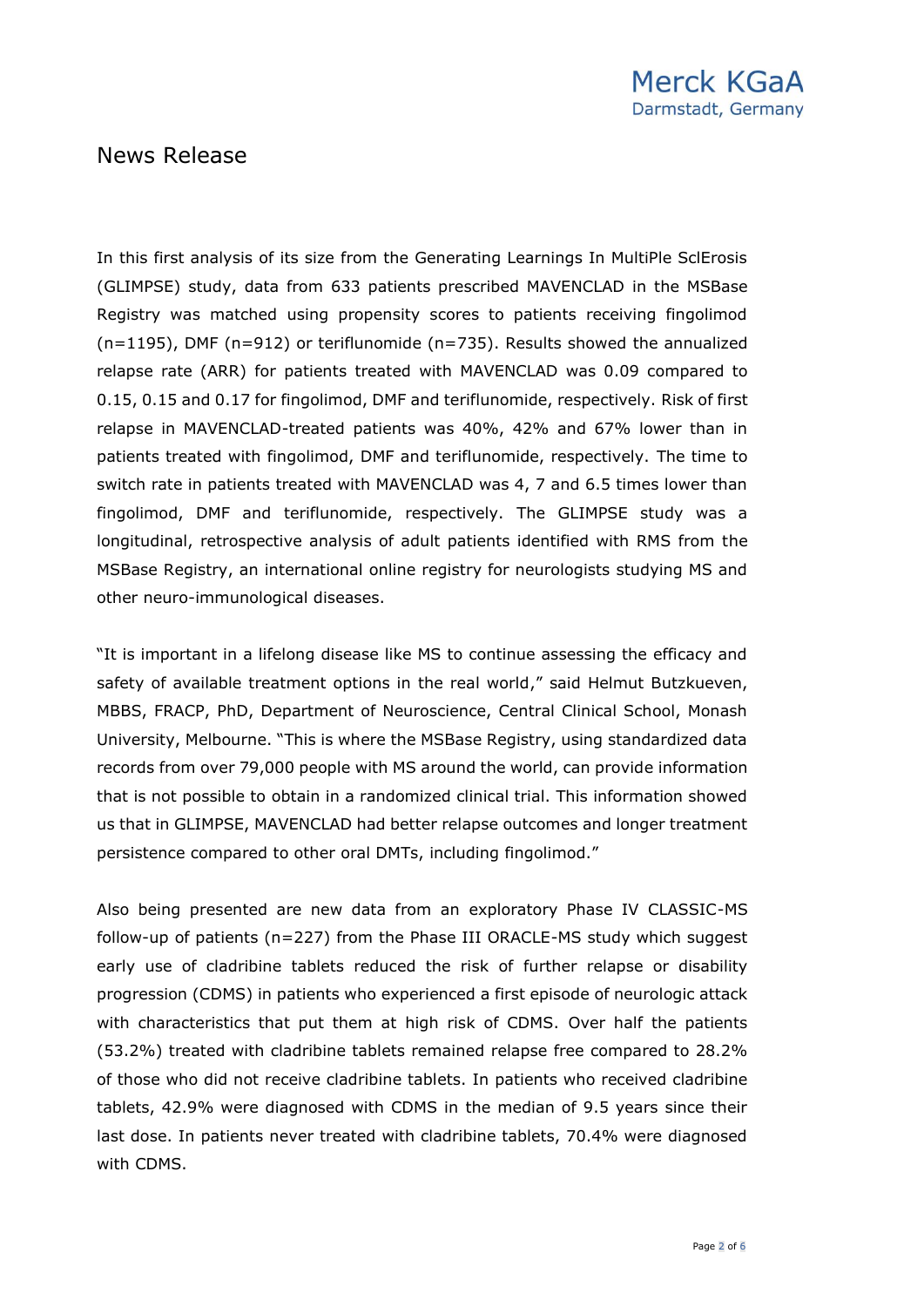In this first analysis of its size from the Generating Learnings In MultiPle SclErosis (GLIMPSE) study, data from 633 patients prescribed MAVENCLAD in the MSBase Registry was matched using propensity scores to patients receiving fingolimod (n=1195), DMF (n=912) or teriflunomide (n=735). Results showed the annualized relapse rate (ARR) for patients treated with MAVENCLAD was 0.09 compared to 0.15, 0.15 and 0.17 for fingolimod, DMF and teriflunomide, respectively. Risk of first relapse in MAVENCLAD-treated patients was 40%, 42% and 67% lower than in patients treated with fingolimod, DMF and teriflunomide, respectively. The time to switch rate in patients treated with MAVENCLAD was 4, 7 and 6.5 times lower than fingolimod, DMF and teriflunomide, respectively. The GLIMPSE study was a longitudinal, retrospective analysis of adult patients identified with RMS from the MSBase Registry, an international online registry for neurologists studying MS and other neuro-immunological diseases.

"It is important in a lifelong disease like MS to continue assessing the efficacy and safety of available treatment options in the real world," said Helmut Butzkueven, MBBS, FRACP, PhD, Department of Neuroscience, Central Clinical School, Monash University, Melbourne. "This is where the MSBase Registry, using standardized data records from over 79,000 people with MS around the world, can provide information that is not possible to obtain in a randomized clinical trial. This information showed us that in GLIMPSE, MAVENCLAD had better relapse outcomes and longer treatment persistence compared to other oral DMTs, including fingolimod."

Also being presented are new data from an exploratory Phase IV CLASSIC-MS follow-up of patients (n=227) from the Phase III ORACLE-MS study which suggest early use of cladribine tablets reduced the risk of further relapse or disability progression (CDMS) in patients who experienced a first episode of neurologic attack with characteristics that put them at high risk of CDMS. Over half the patients (53.2%) treated with cladribine tablets remained relapse free compared to 28.2% of those who did not receive cladribine tablets. In patients who received cladribine tablets, 42.9% were diagnosed with CDMS in the median of 9.5 years since their last dose. In patients never treated with cladribine tablets, 70.4% were diagnosed with CDMS.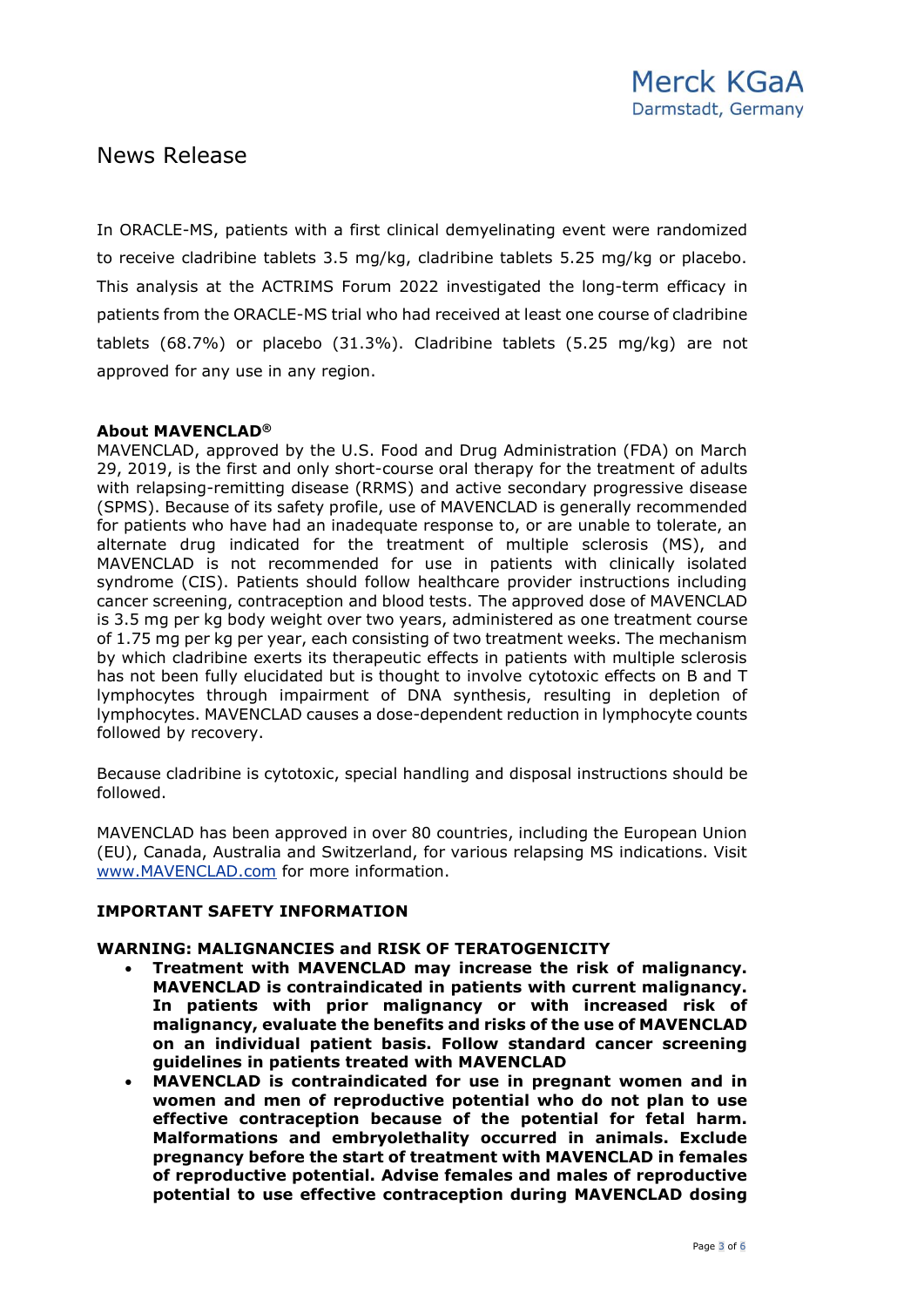In ORACLE-MS, patients with a first clinical demyelinating event were randomized to receive cladribine tablets 3.5 mg/kg, cladribine tablets 5.25 mg/kg or placebo. This analysis at the ACTRIMS Forum 2022 investigated the long-term efficacy in patients from the ORACLE-MS trial who had received at least one course of cladribine tablets (68.7%) or placebo (31.3%). Cladribine tablets (5.25 mg/kg) are not approved for any use in any region.

**About MAVENCLAD®**

MAVENCLAD, approved by the U.S. Food and Drug Administration (FDA) on March 29, 2019, is the first and only short-course oral therapy for the treatment of adults with relapsing-remitting disease (RRMS) and active secondary progressive disease (SPMS). Because of its safety profile, use of MAVENCLAD is generally recommended for patients who have had an inadequate response to, or are unable to tolerate, an alternate drug indicated for the treatment of multiple sclerosis (MS), and MAVENCLAD is not recommended for use in patients with clinically isolated syndrome (CIS). Patients should follow healthcare provider instructions including cancer screening, contraception and blood tests. The approved dose of MAVENCLAD is 3.5 mg per kg body weight over two years, administered as one treatment course of 1.75 mg per kg per year, each consisting of two treatment weeks. The mechanism by which cladribine exerts its therapeutic effects in patients with multiple sclerosis has not been fully elucidated but is thought to involve cytotoxic effects on B and T lymphocytes through impairment of DNA synthesis, resulting in depletion of lymphocytes. MAVENCLAD causes a dose-dependent reduction in lymphocyte counts followed by recovery.

Because cladribine is cytotoxic, special handling and disposal instructions should be followed.

MAVENCLAD has been approved in over 80 countries, including the European Union (EU), Canada, Australia and Switzerland, for various relapsing MS indications. Visit www.MAVENCLAD.com for more information.

**IMPORTANT SAFETY INFORMATION**

**WARNING: MALIGNANCIES and RISK OF TERATOGENICITY**

- **Treatment with MAVENCLAD may increase the risk of malignancy. MAVENCLAD is contraindicated in patients with current malignancy. In patients with prior malignancy or with increased risk of malignancy, evaluate the benefits and risks of the use of MAVENCLAD on an individual patient basis. Follow standard cancer screening guidelines in patients treated with MAVENCLAD**
- **MAVENCLAD is contraindicated for use in pregnant women and in women and men of reproductive potential who do not plan to use effective contraception because of the potential for fetal harm. Malformations and embryolethality occurred in animals. Exclude pregnancy before the start of treatment with MAVENCLAD in females of reproductive potential. Advise females and males of reproductive potential to use effective contraception during MAVENCLAD dosing**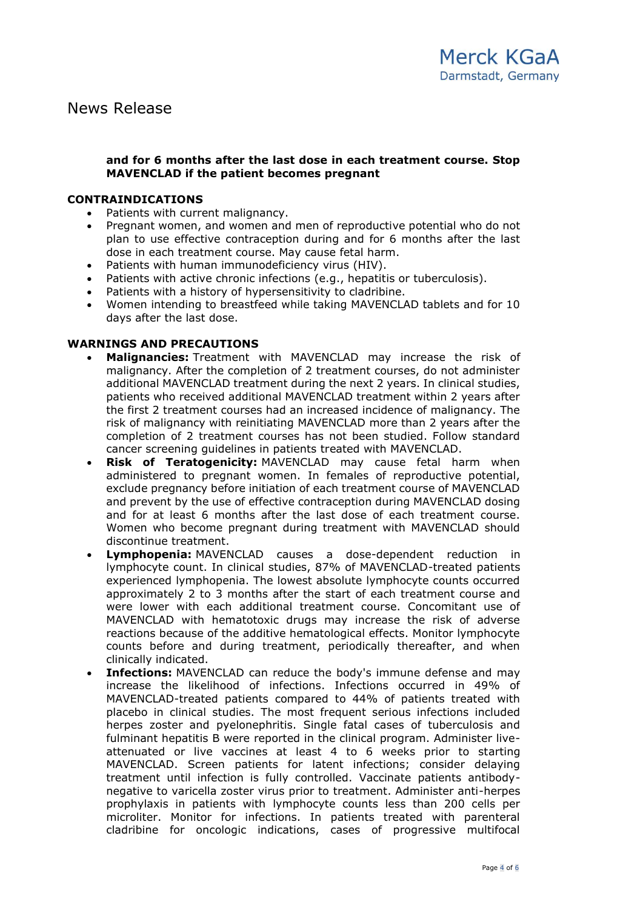**and for 6 months after the last dose in each treatment course. Stop MAVENCLAD if the patient becomes pregnant**

**CONTRAINDICATIONS**

- Patients with current malignancy.
- Pregnant women, and women and men of reproductive potential who do not plan to use effective contraception during and for 6 months after the last dose in each treatment course. May cause fetal harm.
- Patients with human immunodeficiency virus (HIV).
- Patients with active chronic infections (e.g., hepatitis or tuberculosis).
- Patients with a history of hypersensitivity to cladribine.
- Women intending to breastfeed while taking MAVENCLAD tablets and for 10 days after the last dose.

**WARNINGS AND PRECAUTIONS**

- **Malignancies:** Treatment with MAVENCLAD may increase the risk of malignancy. After the completion of 2 treatment courses, do not administer additional MAVENCLAD treatment during the next 2 years. In clinical studies, patients who received additional MAVENCLAD treatment within 2 years after the first 2 treatment courses had an increased incidence of malignancy. The risk of malignancy with reinitiating MAVENCLAD more than 2 years after the completion of 2 treatment courses has not been studied. Follow standard cancer screening guidelines in patients treated with MAVENCLAD.
- **Risk of Teratogenicity:** MAVENCLAD may cause fetal harm when administered to pregnant women. In females of reproductive potential, exclude pregnancy before initiation of each treatment course of MAVENCLAD and prevent by the use of effective contraception during MAVENCLAD dosing and for at least 6 months after the last dose of each treatment course. Women who become pregnant during treatment with MAVENCLAD should discontinue treatment.
- **Lymphopenia:** MAVENCLAD causes a dose-dependent reduction in lymphocyte count. In clinical studies, 87% of MAVENCLAD-treated patients experienced lymphopenia. The lowest absolute lymphocyte counts occurred approximately 2 to 3 months after the start of each treatment course and were lower with each additional treatment course. Concomitant use of MAVENCLAD with hematotoxic drugs may increase the risk of adverse reactions because of the additive hematological effects. Monitor lymphocyte counts before and during treatment, periodically thereafter, and when clinically indicated.
- **Infections:** MAVENCLAD can reduce the body's immune defense and may increase the likelihood of infections. Infections occurred in 49% of MAVENCLAD-treated patients compared to 44% of patients treated with placebo in clinical studies. The most frequent serious infections included herpes zoster and pyelonephritis. Single fatal cases of tuberculosis and fulminant hepatitis B were reported in the clinical program. Administer live-attenuated or live vaccines at least 4 to 6 weeks prior to starting MAVENCLAD. Screen patients for latent infections; consider delaying treatment until infection is fully controlled. Vaccinate patients antibody-negative to varicella zoster virus prior to treatment. Administer anti-herpes prophylaxis in patients with lymphocyte counts less than 200 cells per microliter. Monitor for infections. In patients treated with parenteral cladribine for oncologic indications, cases of progressive multifocal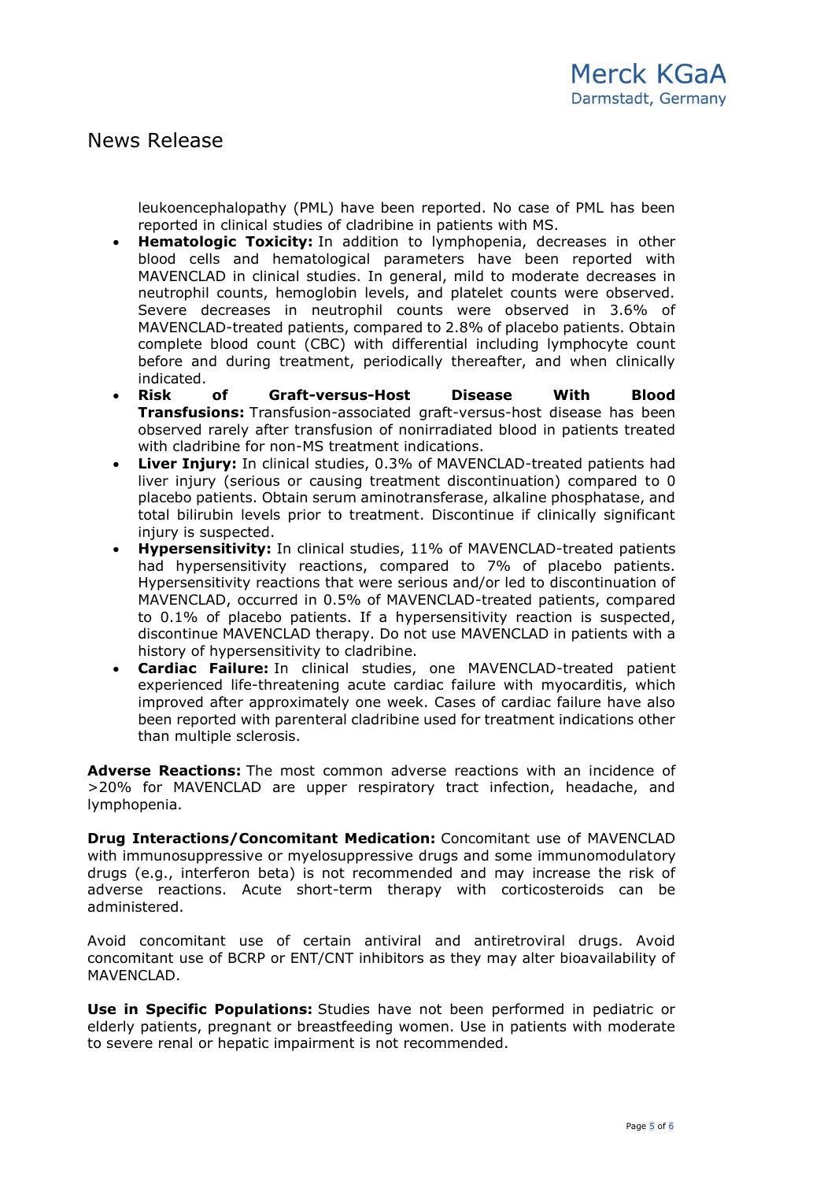leukoencephalopathy (PML) have been reported. No case of PML has been reported in clinical studies of cladribine in patients with MS.

- **Hematologic Toxicity:** In addition to lymphopenia, decreases in other blood cells and hematological parameters have been reported with MAVENCLAD in clinical studies. In general, mild to moderate decreases in neutrophil counts, hemoglobin levels, and platelet counts were observed. Severe decreases in neutrophil counts were observed in 3.6% of MAVENCLAD-treated patients, compared to 2.8% of placebo patients. Obtain complete blood count (CBC) with differential including lymphocyte count before and during treatment, periodically thereafter, and when clinically indicated.
- **Risk of Graft-versus-Host Disease With Blood Transfusions:** Transfusion-associated graft-versus-host disease has been observed rarely after transfusion of nonirradiated blood in patients treated with cladribine for non-MS treatment indications.
- **Liver Injury:** In clinical studies, 0.3% of MAVENCLAD-treated patients had liver injury (serious or causing treatment discontinuation) compared to 0 placebo patients. Obtain serum aminotransferase, alkaline phosphatase, and total bilirubin levels prior to treatment. Discontinue if clinically significant injury is suspected.
- **Hypersensitivity:** In clinical studies, 11% of MAVENCLAD-treated patients had hypersensitivity reactions, compared to 7% of placebo patients. Hypersensitivity reactions that were serious and/or led to discontinuation of MAVENCLAD, occurred in 0.5% of MAVENCLAD-treated patients, compared to 0.1% of placebo patients. If a hypersensitivity reaction is suspected, discontinue MAVENCLAD therapy. Do not use MAVENCLAD in patients with a history of hypersensitivity to cladribine.
- **Cardiac Failure:** In clinical studies, one MAVENCLAD-treated patient experienced life-threatening acute cardiac failure with myocarditis, which improved after approximately one week. Cases of cardiac failure have also been reported with parenteral cladribine used for treatment indications other than multiple sclerosis.

**Adverse Reactions:** The most common adverse reactions with an incidence of >20% for MAVENCLAD are upper respiratory tract infection, headache, and lymphopenia.

**Drug Interactions/Concomitant Medication:** Concomitant use of MAVENCLAD with immunosuppressive or myelosuppressive drugs and some immunomodulatory drugs (e.g., interferon beta) is not recommended and may increase the risk of adverse reactions. Acute short-term therapy with corticosteroids can be administered.

Avoid concomitant use of certain antiviral and antiretroviral drugs. Avoid concomitant use of BCRP or ENT/CNT inhibitors as they may alter bioavailability of MAVENCLAD.

**Use in Specific Populations:** Studies have not been performed in pediatric or elderly patients, pregnant or breastfeeding women. Use in patients with moderate to severe renal or hepatic impairment is not recommended.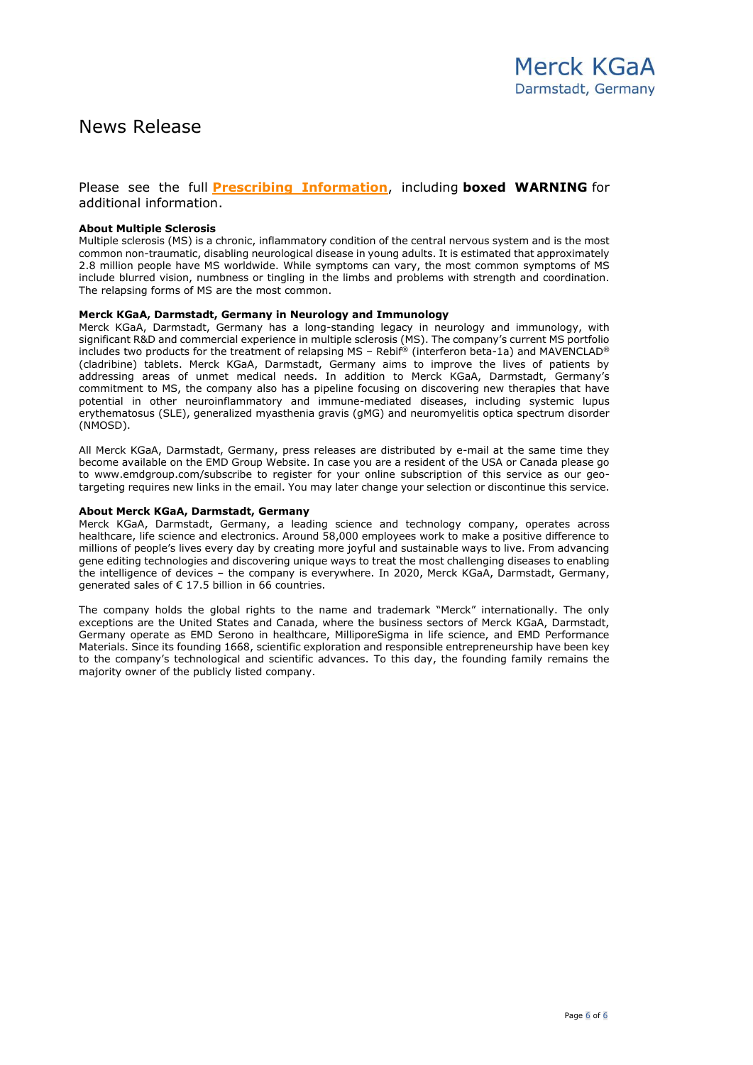Please see the full **Prescribing Information**, including **boxed WARNING** for additional information.

**About Multiple Sclerosis**

Multiple sclerosis (MS) is a chronic, inflammatory condition of the central nervous system and is the most common non-traumatic, disabling neurological disease in young adults. It is estimated that approximately 2.8 million people have MS worldwide. While symptoms can vary, the most common symptoms of MS include blurred vision, numbness or tingling in the limbs and problems with strength and coordination. The relapsing forms of MS are the most common.

**Merck KGaA, Darmstadt, Germany in Neurology and Immunology**

Merck KGaA, Darmstadt, Germany has a long-standing legacy in neurology and immunology, with significant R&D and commercial experience in multiple sclerosis (MS). The company's current MS portfolio includes two products for the treatment of relapsing MS – Rebif® (interferon beta-1a) and MAVENCLAD® (cladribine) tablets. Merck KGaA, Darmstadt, Germany aims to improve the lives of patients by addressing areas of unmet medical needs. In addition to Merck KGaA, Darmstadt, Germany's commitment to MS, the company also has a pipeline focusing on discovering new therapies that have potential in other neuroinflammatory and immune-mediated diseases, including systemic lupus erythematosus (SLE), generalized myasthenia gravis (gMG) and neuromyelitis optica spectrum disorder (NMOSD).

All Merck KGaA, Darmstadt, Germany, press releases are distributed by e-mail at the same time they become available on the EMD Group Website. In case you are a resident of the USA or Canada please go to www.emdgroup.com/subscribe to register for your online subscription of this service as our geo-targeting requires new links in the email. You may later change your selection or discontinue this service.

**About Merck KGaA, Darmstadt, Germany**

Merck KGaA, Darmstadt, Germany, a leading science and technology company, operates across healthcare, life science and electronics. Around 58,000 employees work to make a positive difference to millions of people's lives every day by creating more joyful and sustainable ways to live. From advancing gene editing technologies and discovering unique ways to treat the most challenging diseases to enabling the intelligence of devices – the company is everywhere. In 2020, Merck KGaA, Darmstadt, Germany, generated sales of € 17.5 billion in 66 countries.

The company holds the global rights to the name and trademark "Merck" internationally. The only exceptions are the United States and Canada, where the business sectors of Merck KGaA, Darmstadt, Germany operate as EMD Serono in healthcare, MilliporeSigma in life science, and EMD Performance Materials. Since its founding 1668, scientific exploration and responsible entrepreneurship have been key to the company's technological and scientific advances. To this day, the founding family remains the majority owner of the publicly listed company.